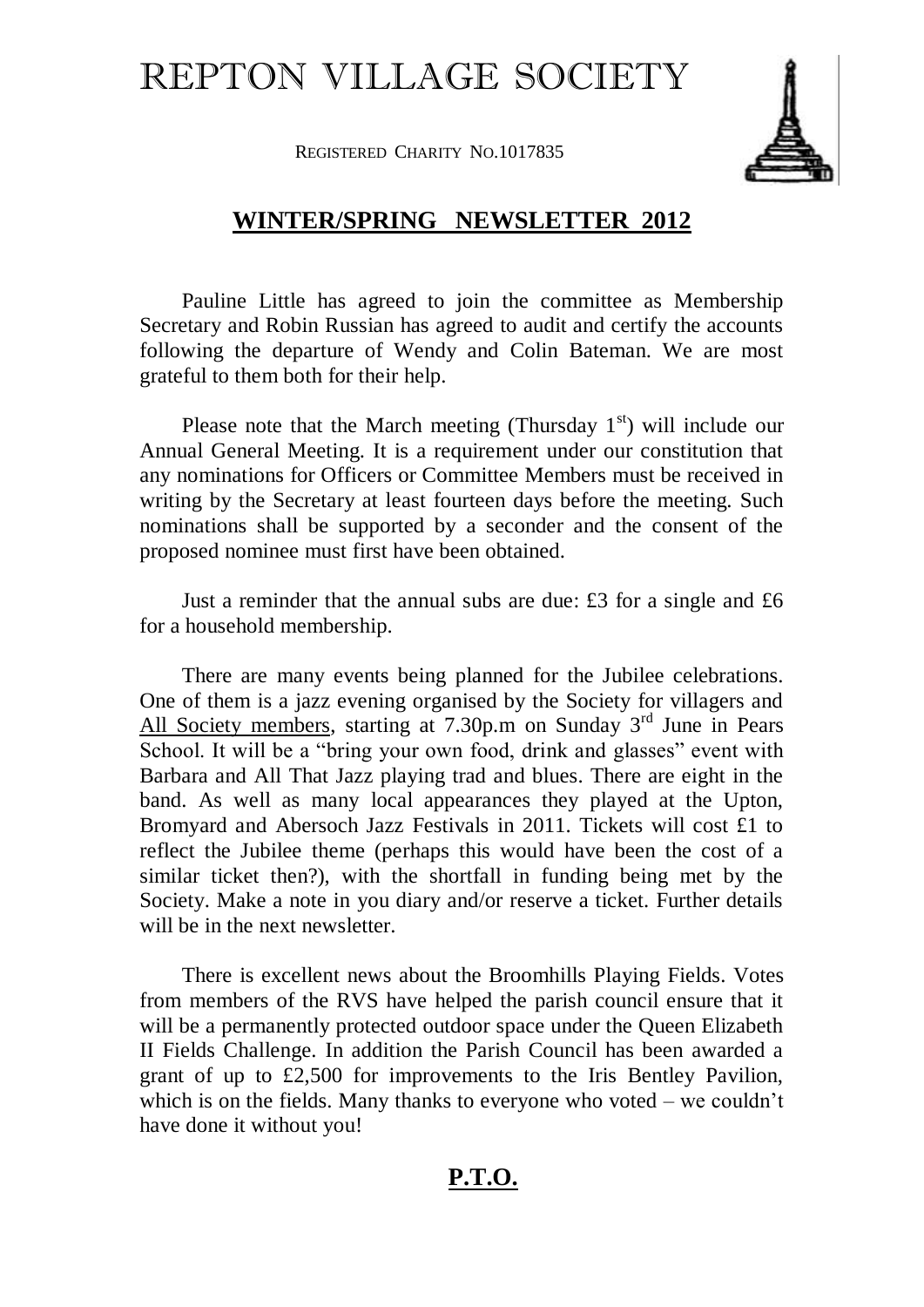# REPTON VILLAGE SOCIETY

REGISTERED CHARITY NO.1017835

## WINTER/SPRING NEWSLETTER 2012

Pauline Little has agreed to join the committee as Membership Secretary and Robin Russian has agreed to audit and certify the accounts following the departure of Wendy and Colin Bateman. We are most grateful to them both for their help.

Please note that the March meeting (Thursday 1st) will include our Annual General Meeting. It is a requirement under our constitution that any nominations for Officers or Committee Members must be received in writing by the Secretary at least fourteen days before the meeting. Such nominations shall be supported by a seconder and the consent of the proposed nominee must first have been obtained.

Just a reminder that the annual subs are due: £3 for a single and £6 for a household membership.

There are many events being planned for the Jubilee celebrations. One of them is a jazz evening organised by the Society for villagers and All Society members, starting at 7.30p.m on Sunday 3rd June in Pears School. It will be a "bring your own food, drink and glasses" event with Barbara and All That Jazz playing trad and blues. There are eight in the band. As well as many local appearances they played at the Upton, Bromyard and Abersoch Jazz Festivals in 2011. Tickets will cost £1 to reflect the Jubilee theme (perhaps this would have been the cost of a similar ticket then?), with the shortfall in funding being met by the Society. Make a note in you diary and/or reserve a ticket. Further details will be in the next newsletter.

There is excellent news about the Broomhills Playing Fields. Votes from members of the RVS have helped the parish council ensure that it will be a permanently protected outdoor space under the Queen Elizabeth II Fields Challenge. In addition the Parish Council has been awarded a grant of up to £2,500 for improvements to the Iris Bentley Pavilion, which is on the fields. Many thanks to everyone who voted – we couldn't have done it without you!

**P.T.O.**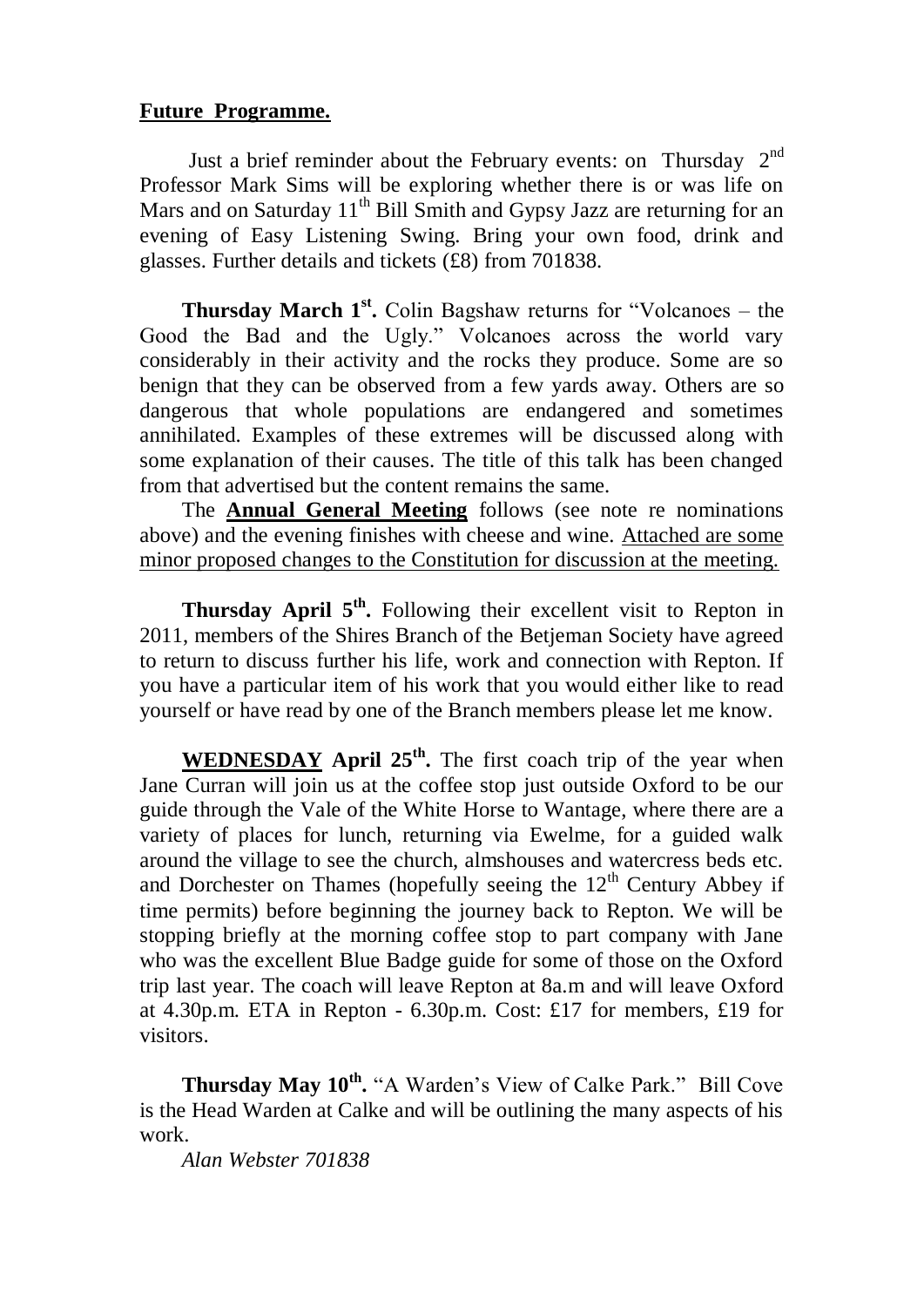## **Future Programme.**

Just a brief reminder about the February events: on Thursday 2nd Professor Mark Sims will be exploring whether there is or was life on Mars and on Saturday 11th Bill Smith and Gypsy Jazz are returning for an evening of Easy Listening Swing. Bring your own food, drink and glasses. Further details and tickets (£8) from 701838.

**Thursday March 1st.** Colin Bagshaw returns for "Volcanoes – the Good the Bad and the Ugly." Volcanoes across the world vary considerably in their activity and the rocks they produce. Some are so benign that they can be observed from a few yards away. Others are so dangerous that whole populations are endangered and sometimes annihilated. Examples of these extremes will be discussed along with some explanation of their causes. The title of this talk has been changed from that advertised but the content remains the same.

The **Annual General Meeting** follows (see note re nominations above) and the evening finishes with cheese and wine. Attached are some minor proposed changes to the Constitution for discussion at the meeting.

**Thursday April 5th.** Following their excellent visit to Repton in 2011, members of the Shires Branch of the Betjeman Society have agreed to return to discuss further his life, work and connection with Repton. If you have a particular item of his work that you would either like to read yourself or have read by one of the Branch members please let me know.

**WEDNESDAY April 25th.** The first coach trip of the year when Jane Curran will join us at the coffee stop just outside Oxford to be our guide through the Vale of the White Horse to Wantage, where there are a variety of places for lunch, returning via Ewelme, for a guided walk around the village to see the church, almshouses and watercress beds etc. and Dorchester on Thames (hopefully seeing the 12th Century Abbey if time permits) before beginning the journey back to Repton. We will be stopping briefly at the morning coffee stop to part company with Jane who was the excellent Blue Badge guide for some of those on the Oxford trip last year. The coach will leave Repton at 8a.m and will leave Oxford at 4.30p.m. ETA in Repton - 6.30p.m. Cost: £17 for members, £19 for visitors.

**Thursday May 10th.** "A Warden's View of Calke Park." Bill Cove is the Head Warden at Calke and will be outlining the many aspects of his work.

*Alan Webster 701838*